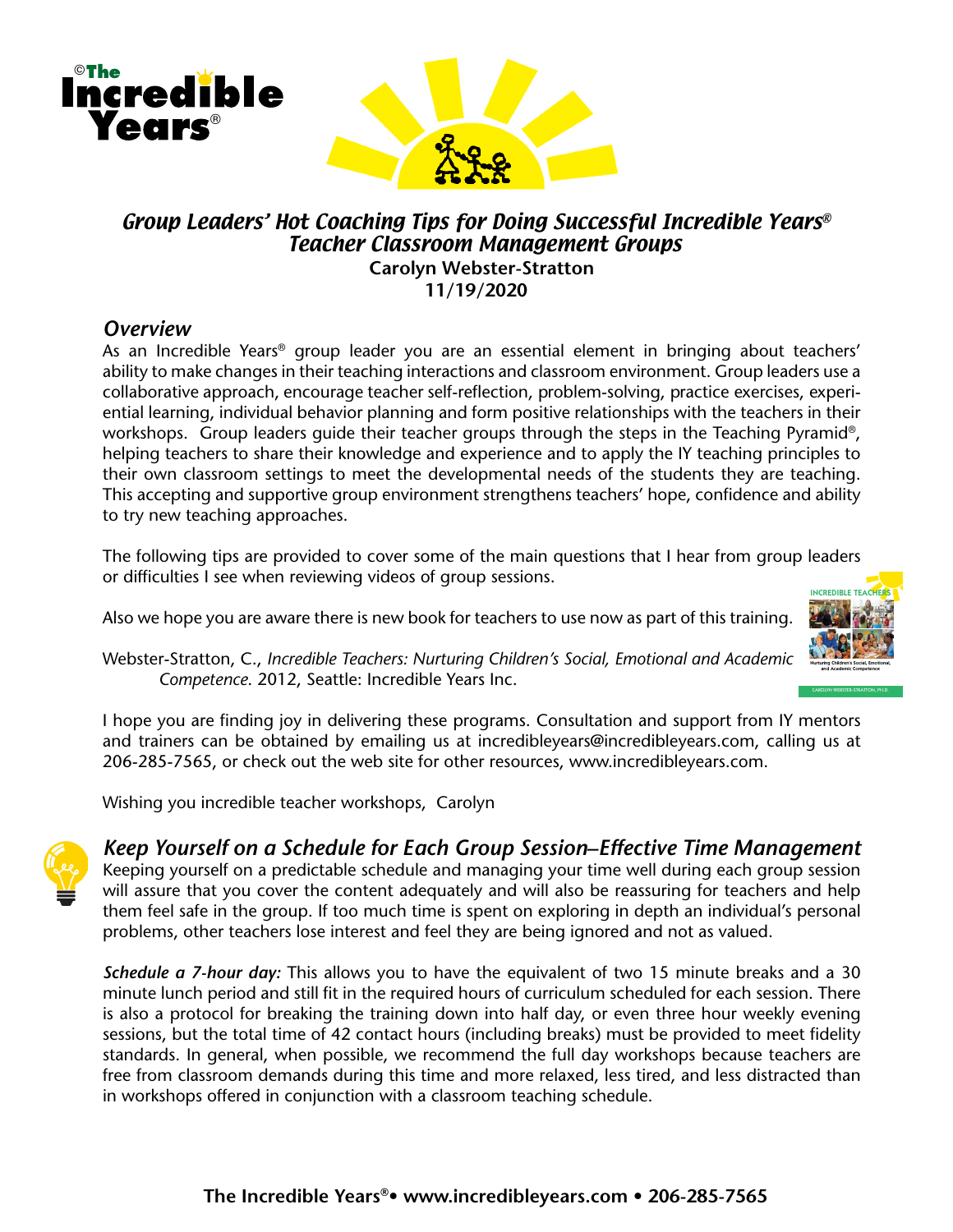# *Group Leaders' Hot Coaching Tips for Doing Successful Incredible Years® Teacher Classroom Management Groups*

**Carolyn Webster-Stratton**
**11/19/2020**

## *Overview*

As an Incredible Years® group leader you are an essential element in bringing about teachers' ability to make changes in their teaching interactions and classroom environment. Group leaders use a collaborative approach, encourage teacher self-reflection, problem-solving, practice exercises, experiential learning, individual behavior planning and form positive relationships with the teachers in their workshops. Group leaders guide their teacher groups through the steps in the Teaching Pyramid®, helping teachers to share their knowledge and experience and to apply the IY teaching principles to their own classroom settings to meet the developmental needs of the students they are teaching. This accepting and supportive group environment strengthens teachers' hope, confidence and ability to try new teaching approaches.

The following tips are provided to cover some of the main questions that I hear from group leaders or difficulties I see when reviewing videos of group sessions.

Also we hope you are aware there is new book for teachers to use now as part of this training.

Webster-Stratton, C., *Incredible Teachers: Nurturing Children's Social, Emotional and Academic Competence*. 2012, Seattle: Incredible Years Inc.

I hope you are finding joy in delivering these programs. Consultation and support from IY mentors and trainers can be obtained by emailing us at incredibleyears@incredibleyears.com, calling us at 206-285-7565, or check out the web site for other resources, www.incredibleyears.com.

Wishing you incredible teacher workshops, Carolyn

## *Keep Yourself on a Schedule for Each Group Session–Effective Time Management*

Keeping yourself on a predictable schedule and managing your time well during each group session will assure that you cover the content adequately and will also be reassuring for teachers and help them feel safe in the group. If too much time is spent on exploring in depth an individual's personal problems, other teachers lose interest and feel they are being ignored and not as valued.

***Schedule a 7-hour day:*** This allows you to have the equivalent of two 15 minute breaks and a 30 minute lunch period and still fit in the required hours of curriculum scheduled for each session. There is also a protocol for breaking the training down into half day, or even three hour weekly evening sessions, but the total time of 42 contact hours (including breaks) must be provided to meet fidelity standards. In general, when possible, we recommend the full day workshops because teachers are free from classroom demands during this time and more relaxed, less tired, and less distracted than in workshops offered in conjunction with a classroom teaching schedule.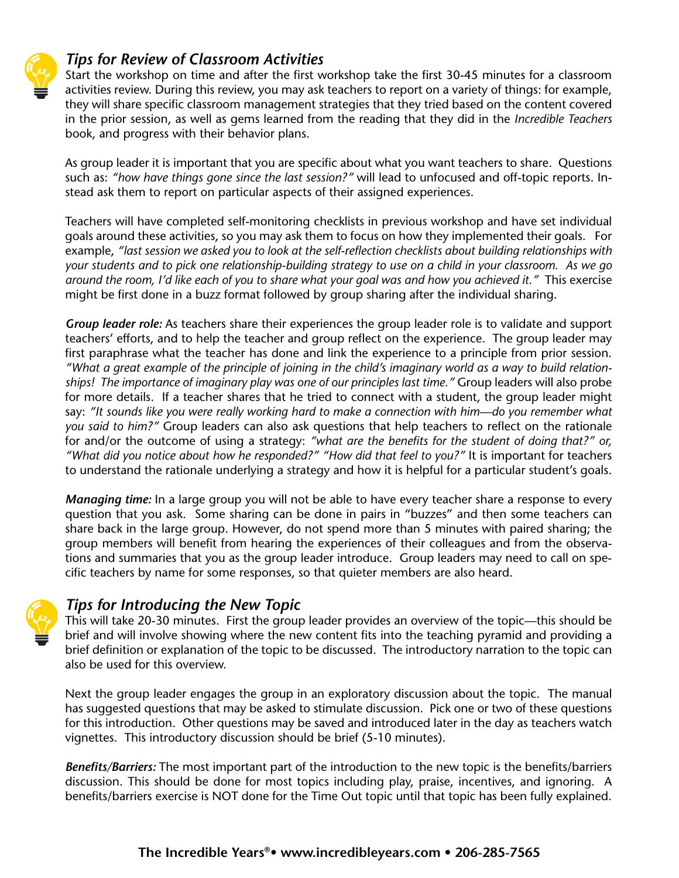## *Tips for Review of Classroom Activities*

Start the workshop on time and after the first workshop take the first 30-45 minutes for a classroom activities review. During this review, you may ask teachers to report on a variety of things: for example, they will share specific classroom management strategies that they tried based on the content covered in the prior session, as well as gems learned from the reading that they did in the *Incredible Teachers* book, and progress with their behavior plans.

As group leader it is important that you are specific about what you want teachers to share. Questions such as: *"how have things gone since the last session?"* will lead to unfocused and off-topic reports. Instead ask them to report on particular aspects of their assigned experiences.

Teachers will have completed self-monitoring checklists in previous workshop and have set individual goals around these activities, so you may ask them to focus on how they implemented their goals. For example, *"last session we asked you to look at the self-reflection checklists about building relationships with your students and to pick one relationship-building strategy to use on a child in your classroom. As we go around the room, I'd like each of you to share what your goal was and how you achieved it."* This exercise might be first done in a buzz format followed by group sharing after the individual sharing.

***Group leader role:*** As teachers share their experiences the group leader role is to validate and support teachers' efforts, and to help the teacher and group reflect on the experience. The group leader may first paraphrase what the teacher has done and link the experience to a principle from prior session. *"What a great example of the principle of joining in the child's imaginary world as a way to build relationships! The importance of imaginary play was one of our principles last time."* Group leaders will also probe for more details. If a teacher shares that he tried to connect with a student, the group leader might say: *"It sounds like you were really working hard to make a connection with him—do you remember what you said to him?"* Group leaders can also ask questions that help teachers to reflect on the rationale for and/or the outcome of using a strategy: *"what are the benefits for the student of doing that?" or, "What did you notice about how he responded?" "How did that feel to you?"* It is important for teachers to understand the rationale underlying a strategy and how it is helpful for a particular student's goals.

***Managing time:*** In a large group you will not be able to have every teacher share a response to every question that you ask. Some sharing can be done in pairs in "buzzes" and then some teachers can share back in the large group. However, do not spend more than 5 minutes with paired sharing; the group members will benefit from hearing the experiences of their colleagues and from the observations and summaries that you as the group leader introduce. Group leaders may need to call on specific teachers by name for some responses, so that quieter members are also heard.

## *Tips for Introducing the New Topic*

This will take 20-30 minutes. First the group leader provides an overview of the topic—this should be brief and will involve showing where the new content fits into the teaching pyramid and providing a brief definition or explanation of the topic to be discussed. The introductory narration to the topic can also be used for this overview.

Next the group leader engages the group in an exploratory discussion about the topic. The manual has suggested questions that may be asked to stimulate discussion. Pick one or two of these questions for this introduction. Other questions may be saved and introduced later in the day as teachers watch vignettes. This introductory discussion should be brief (5-10 minutes).

***Benefits/Barriers:*** The most important part of the introduction to the new topic is the benefits/barriers discussion. This should be done for most topics including play, praise, incentives, and ignoring. A benefits/barriers exercise is NOT done for the Time Out topic until that topic has been fully explained.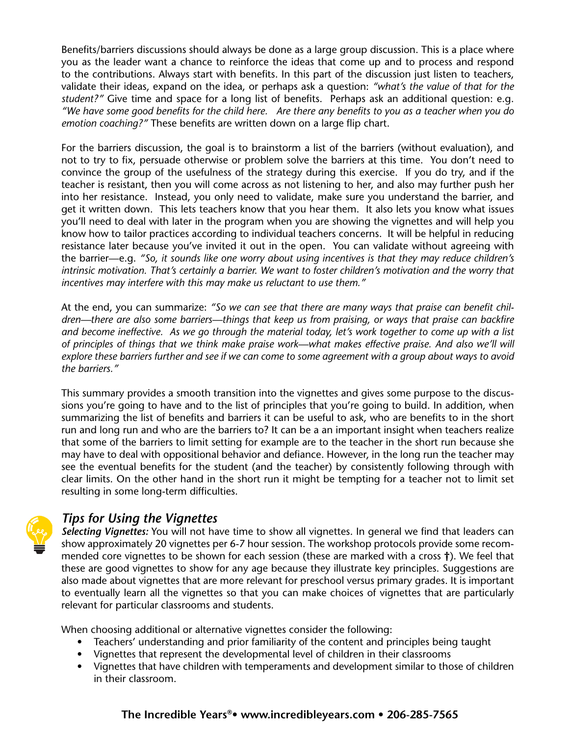Benefits/barriers discussions should always be done as a large group discussion. This is a place where you as the leader want a chance to reinforce the ideas that come up and to process and respond to the contributions. Always start with benefits. In this part of the discussion just listen to teachers, validate their ideas, expand on the idea, or perhaps ask a question: *"what's the value of that for the student?"* Give time and space for a long list of benefits. Perhaps ask an additional question: e.g. *"We have some good benefits for the child here. Are there any benefits to you as a teacher when you do emotion coaching?"* These benefits are written down on a large flip chart.

For the barriers discussion, the goal is to brainstorm a list of the barriers (without evaluation), and not to try to fix, persuade otherwise or problem solve the barriers at this time. You don't need to convince the group of the usefulness of the strategy during this exercise. If you do try, and if the teacher is resistant, then you will come across as not listening to her, and also may further push her into her resistance. Instead, you only need to validate, make sure you understand the barrier, and get it written down. This lets teachers know that you hear them. It also lets you know what issues you'll need to deal with later in the program when you are showing the vignettes and will help you know how to tailor practices according to individual teachers concerns. It will be helpful in reducing resistance later because you've invited it out in the open. You can validate without agreeing with the barrier—e.g. *"So, it sounds like one worry about using incentives is that they may reduce children's intrinsic motivation. That's certainly a barrier. We want to foster children's motivation and the worry that incentives may interfere with this may make us reluctant to use them."*

At the end, you can summarize: *"So we can see that there are many ways that praise can benefit children—there are also some barriers—things that keep us from praising, or ways that praise can backfire and become ineffective. As we go through the material today, let's work together to come up with a list of principles of things that we think make praise work—what makes effective praise. And also we'll will explore these barriers further and see if we can come to some agreement with a group about ways to avoid the barriers."*

This summary provides a smooth transition into the vignettes and gives some purpose to the discussions you're going to have and to the list of principles that you're going to build. In addition, when summarizing the list of benefits and barriers it can be useful to ask, who are benefits to in the short run and long run and who are the barriers to? It can be an important insight when teachers realize that some of the barriers to limit setting for example are to the teacher in the short run because she may have to deal with oppositional behavior and defiance. However, in the long run the teacher may see the eventual benefits for the student (and the teacher) by consistently following through with clear limits. On the other hand in the short run it might be tempting for a teacher not to limit set resulting in some long-term difficulties.

## *Tips for Using the Vignettes*

***Selecting Vignettes:*** You will not have time to show all vignettes. In general we find that leaders can show approximately 20 vignettes per 6-7 hour session. The workshop protocols provide some recommended core vignettes to be shown for each session (these are marked with a cross **†**). We feel that these are good vignettes to show for any age because they illustrate key principles. Suggestions are also made about vignettes that are more relevant for preschool versus primary grades. It is important to eventually learn all the vignettes so that you can make choices of vignettes that are particularly relevant for particular classrooms and students.

When choosing additional or alternative vignettes consider the following:

- Teachers' understanding and prior familiarity of the content and principles being taught
- Vignettes that represent the developmental level of children in their classrooms
- Vignettes that have children with temperaments and development similar to those of children in their classroom.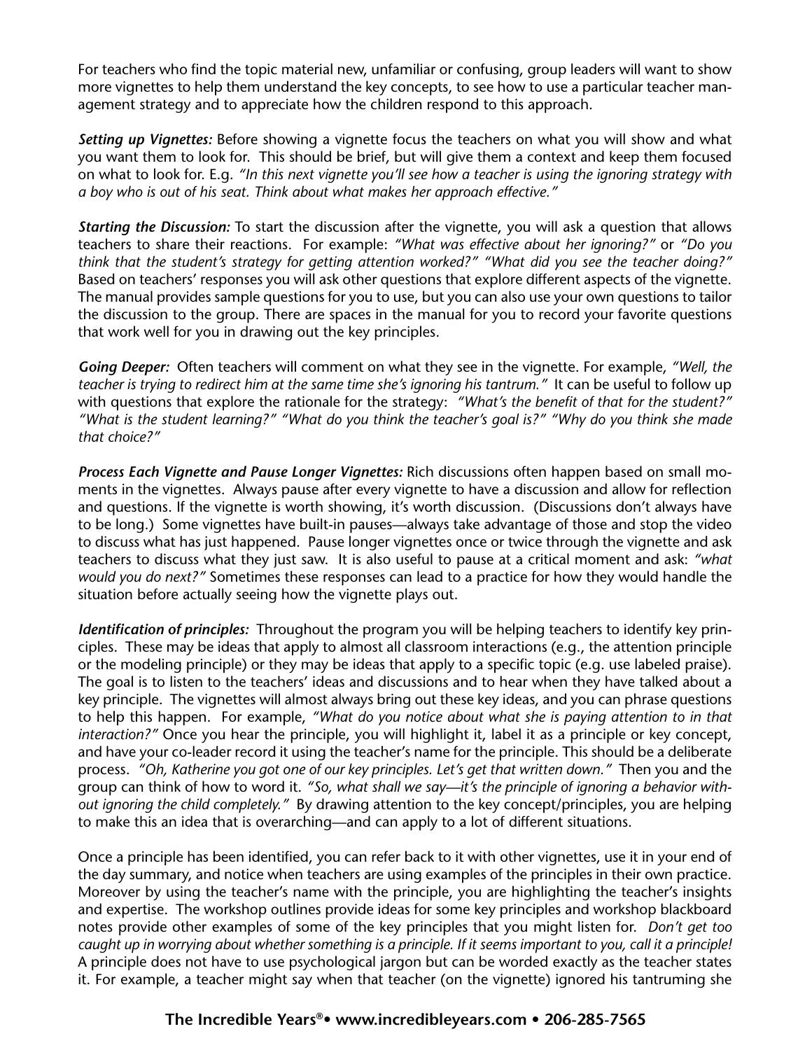For teachers who find the topic material new, unfamiliar or confusing, group leaders will want to show more vignettes to help them understand the key concepts, to see how to use a particular teacher management strategy and to appreciate how the children respond to this approach.

***Setting up Vignettes:*** Before showing a vignette focus the teachers on what you will show and what you want them to look for. This should be brief, but will give them a context and keep them focused on what to look for. E.g. *"In this next vignette you'll see how a teacher is using the ignoring strategy with a boy who is out of his seat. Think about what makes her approach effective."*

***Starting the Discussion:*** To start the discussion after the vignette, you will ask a question that allows teachers to share their reactions. For example: *"What was effective about her ignoring?"* or *"Do you think that the student's strategy for getting attention worked?" "What did you see the teacher doing?"* Based on teachers' responses you will ask other questions that explore different aspects of the vignette. The manual provides sample questions for you to use, but you can also use your own questions to tailor the discussion to the group. There are spaces in the manual for you to record your favorite questions that work well for you in drawing out the key principles.

***Going Deeper:*** Often teachers will comment on what they see in the vignette. For example, *"Well, the teacher is trying to redirect him at the same time she's ignoring his tantrum."* It can be useful to follow up with questions that explore the rationale for the strategy: *"What's the benefit of that for the student?" "What is the student learning?" "What do you think the teacher's goal is?" "Why do you think she made that choice?"*

***Process Each Vignette and Pause Longer Vignettes:*** Rich discussions often happen based on small moments in the vignettes. Always pause after every vignette to have a discussion and allow for reflection and questions. If the vignette is worth showing, it's worth discussion. (Discussions don't always have to be long.) Some vignettes have built-in pauses—always take advantage of those and stop the video to discuss what has just happened. Pause longer vignettes once or twice through the vignette and ask teachers to discuss what they just saw. It is also useful to pause at a critical moment and ask: *"what would you do next?"* Sometimes these responses can lead to a practice for how they would handle the situation before actually seeing how the vignette plays out.

***Identification of principles:*** Throughout the program you will be helping teachers to identify key principles. These may be ideas that apply to almost all classroom interactions (e.g., the attention principle or the modeling principle) or they may be ideas that apply to a specific topic (e.g. use labeled praise). The goal is to listen to the teachers' ideas and discussions and to hear when they have talked about a key principle. The vignettes will almost always bring out these key ideas, and you can phrase questions to help this happen. For example, *"What do you notice about what she is paying attention to in that interaction?"* Once you hear the principle, you will highlight it, label it as a principle or key concept, and have your co-leader record it using the teacher's name for the principle. This should be a deliberate process. *"Oh, Katherine you got one of our key principles. Let's get that written down."* Then you and the group can think of how to word it. *"So, what shall we say—it's the principle of ignoring a behavior without ignoring the child completely."* By drawing attention to the key concept/principles, you are helping to make this an idea that is overarching—and can apply to a lot of different situations.

Once a principle has been identified, you can refer back to it with other vignettes, use it in your end of the day summary, and notice when teachers are using examples of the principles in their own practice. Moreover by using the teacher's name with the principle, you are highlighting the teacher's insights and expertise. The workshop outlines provide ideas for some key principles and workshop blackboard notes provide other examples of some of the key principles that you might listen for. *Don't get too caught up in worrying about whether something is a principle. If it seems important to you, call it a principle!* A principle does not have to use psychological jargon but can be worded exactly as the teacher states it. For example, a teacher might say when that teacher (on the vignette) ignored his tantruming she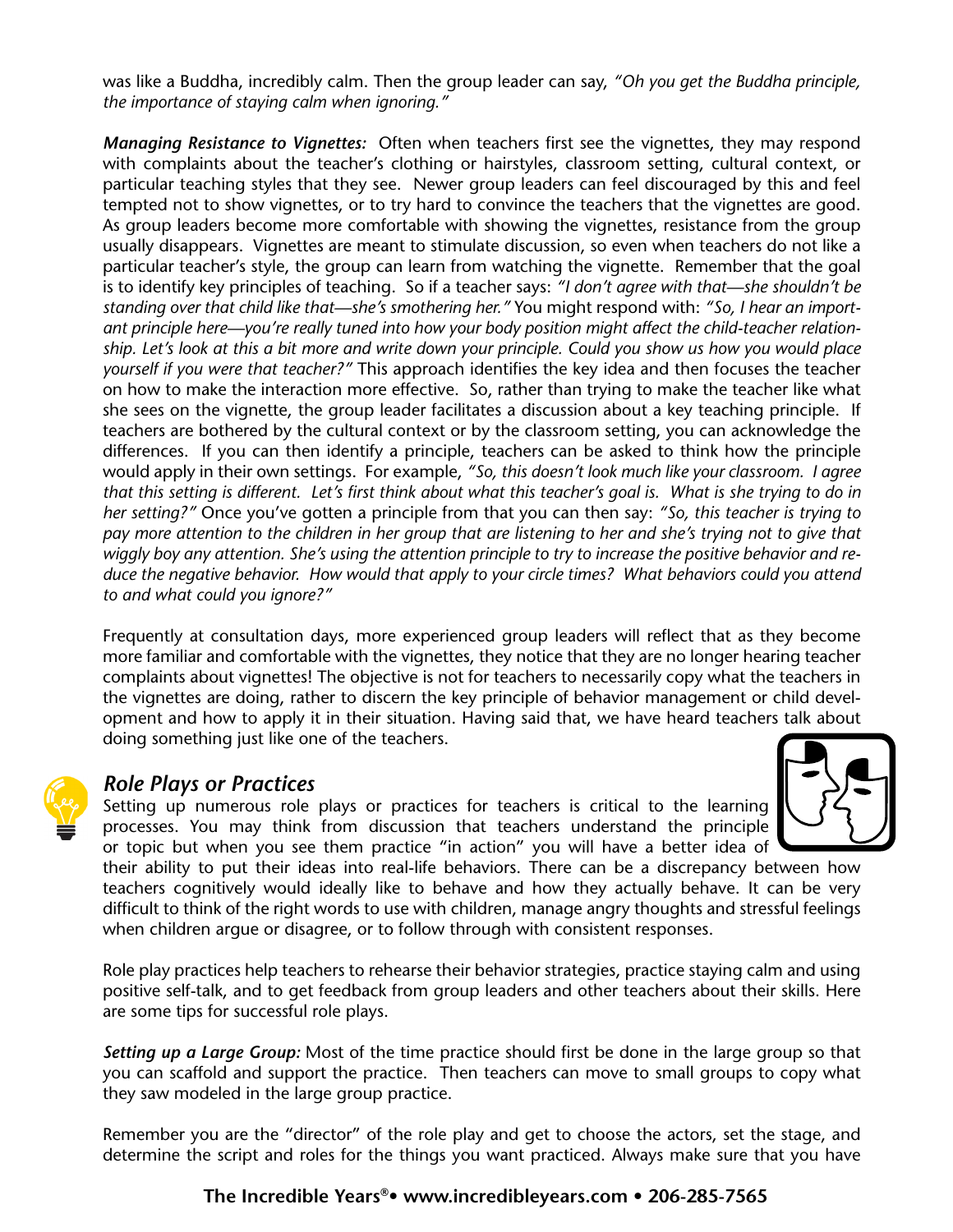was like a Buddha, incredibly calm. Then the group leader can say, *"Oh you get the Buddha principle, the importance of staying calm when ignoring."*

***Managing Resistance to Vignettes:*** Often when teachers first see the vignettes, they may respond with complaints about the teacher's clothing or hairstyles, classroom setting, cultural context, or particular teaching styles that they see. Newer group leaders can feel discouraged by this and feel tempted not to show vignettes, or to try hard to convince the teachers that the vignettes are good. As group leaders become more comfortable with showing the vignettes, resistance from the group usually disappears. Vignettes are meant to stimulate discussion, so even when teachers do not like a particular teacher's style, the group can learn from watching the vignette. Remember that the goal is to identify key principles of teaching. So if a teacher says: *"I don't agree with that—she shouldn't be standing over that child like that—she's smothering her."* You might respond with: *"So, I hear an important principle here—you're really tuned into how your body position might affect the child-teacher relationship. Let's look at this a bit more and write down your principle. Could you show us how you would place yourself if you were that teacher?"* This approach identifies the key idea and then focuses the teacher on how to make the interaction more effective. So, rather than trying to make the teacher like what she sees on the vignette, the group leader facilitates a discussion about a key teaching principle. If teachers are bothered by the cultural context or by the classroom setting, you can acknowledge the differences. If you can then identify a principle, teachers can be asked to think how the principle would apply in their own settings. For example, *"So, this doesn't look much like your classroom. I agree that this setting is different. Let's first think about what this teacher's goal is. What is she trying to do in her setting?"* Once you've gotten a principle from that you can then say: *"So, this teacher is trying to pay more attention to the children in her group that are listening to her and she's trying not to give that wiggly boy any attention. She's using the attention principle to try to increase the positive behavior and reduce the negative behavior. How would that apply to your circle times? What behaviors could you attend to and what could you ignore?"*

Frequently at consultation days, more experienced group leaders will reflect that as they become more familiar and comfortable with the vignettes, they notice that they are no longer hearing teacher complaints about vignettes! The objective is not for teachers to necessarily copy what the teachers in the vignettes are doing, rather to discern the key principle of behavior management or child development and how to apply it in their situation. Having said that, we have heard teachers talk about doing something just like one of the teachers.

## *Role Plays or Practices*

Setting up numerous role plays or practices for teachers is critical to the learning processes. You may think from discussion that teachers understand the principle or topic but when you see them practice "in action" you will have a better idea of their ability to put their ideas into real-life behaviors. There can be a discrepancy between how teachers cognitively would ideally like to behave and how they actually behave. It can be very difficult to think of the right words to use with children, manage angry thoughts and stressful feelings when children argue or disagree, or to follow through with consistent responses.

Role play practices help teachers to rehearse their behavior strategies, practice staying calm and using positive self-talk, and to get feedback from group leaders and other teachers about their skills. Here are some tips for successful role plays.

***Setting up a Large Group:*** Most of the time practice should first be done in the large group so that you can scaffold and support the practice. Then teachers can move to small groups to copy what they saw modeled in the large group practice.

Remember you are the "director" of the role play and get to choose the actors, set the stage, and determine the script and roles for the things you want practiced. Always make sure that you have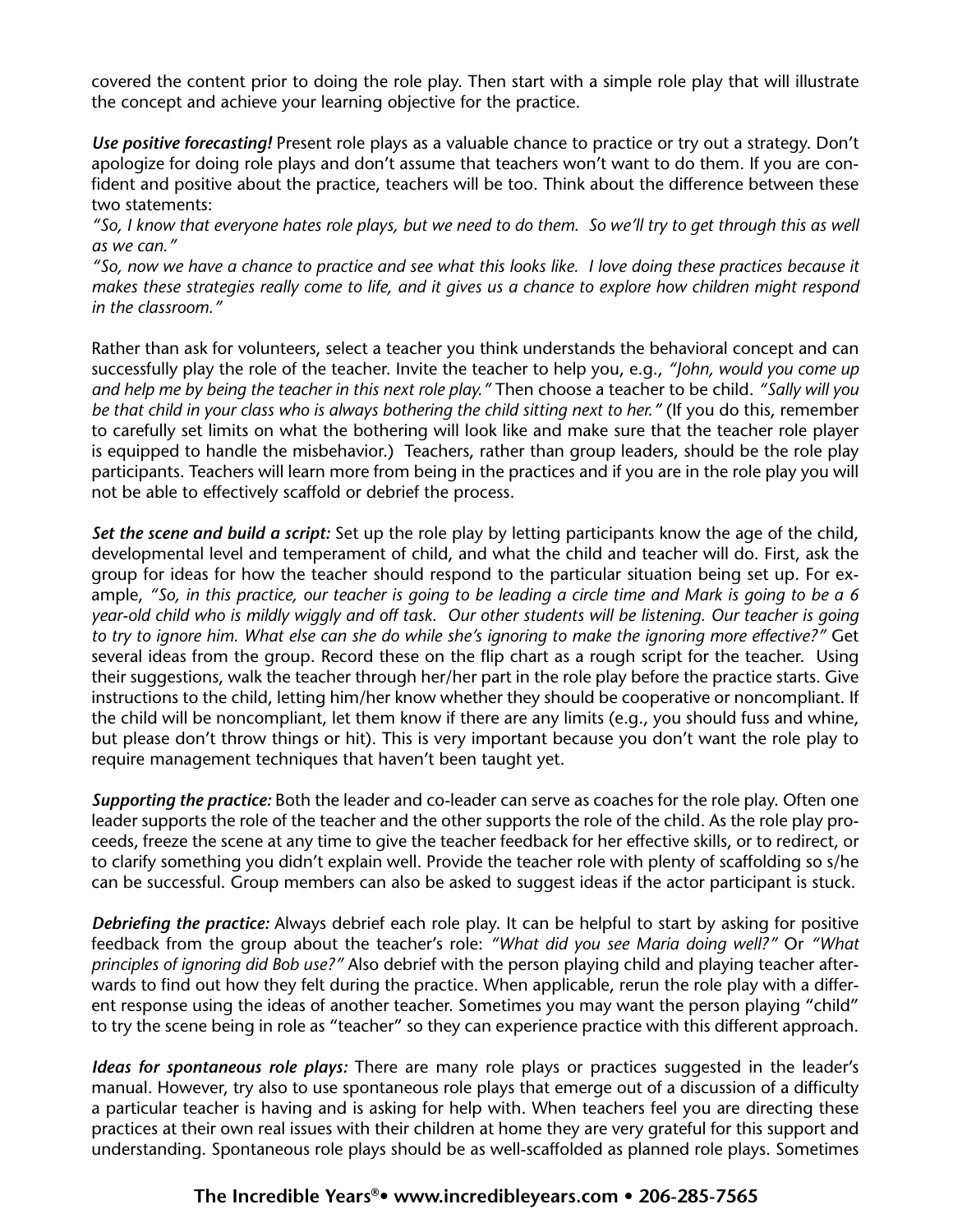covered the content prior to doing the role play. Then start with a simple role play that will illustrate the concept and achieve your learning objective for the practice.

***Use positive forecasting!*** Present role plays as a valuable chance to practice or try out a strategy. Don't apologize for doing role plays and don't assume that teachers won't want to do them. If you are confident and positive about the practice, teachers will be too. Think about the difference between these two statements:

*"So, I know that everyone hates role plays, but we need to do them. So we'll try to get through this as well as we can."*

*"So, now we have a chance to practice and see what this looks like. I love doing these practices because it makes these strategies really come to life, and it gives us a chance to explore how children might respond in the classroom."*

Rather than ask for volunteers, select a teacher you think understands the behavioral concept and can successfully play the role of the teacher. Invite the teacher to help you, e.g., *"John, would you come up and help me by being the teacher in this next role play."* Then choose a teacher to be child. *"Sally will you be that child in your class who is always bothering the child sitting next to her."* (If you do this, remember to carefully set limits on what the bothering will look like and make sure that the teacher role player is equipped to handle the misbehavior.) Teachers, rather than group leaders, should be the role play participants. Teachers will learn more from being in the practices and if you are in the role play you will not be able to effectively scaffold or debrief the process.

***Set the scene and build a script:*** Set up the role play by letting participants know the age of the child, developmental level and temperament of child, and what the child and teacher will do. First, ask the group for ideas for how the teacher should respond to the particular situation being set up. For example, *"So, in this practice, our teacher is going to be leading a circle time and Mark is going to be a 6 year-old child who is mildly wiggly and off task. Our other students will be listening. Our teacher is going to try to ignore him. What else can she do while she's ignoring to make the ignoring more effective?"* Get several ideas from the group. Record these on the flip chart as a rough script for the teacher. Using their suggestions, walk the teacher through her/her part in the role play before the practice starts. Give instructions to the child, letting him/her know whether they should be cooperative or noncompliant. If the child will be noncompliant, let them know if there are any limits (e.g., you should fuss and whine, but please don't throw things or hit). This is very important because you don't want the role play to require management techniques that haven't been taught yet.

***Supporting the practice:*** Both the leader and co-leader can serve as coaches for the role play. Often one leader supports the role of the teacher and the other supports the role of the child. As the role play proceeds, freeze the scene at any time to give the teacher feedback for her effective skills, or to redirect, or to clarify something you didn't explain well. Provide the teacher role with plenty of scaffolding so s/he can be successful. Group members can also be asked to suggest ideas if the actor participant is stuck.

***Debriefing the practice:*** Always debrief each role play. It can be helpful to start by asking for positive feedback from the group about the teacher's role: *"What did you see Maria doing well?"* Or *"What principles of ignoring did Bob use?"* Also debrief with the person playing child and playing teacher afterwards to find out how they felt during the practice. When applicable, rerun the role play with a different response using the ideas of another teacher. Sometimes you may want the person playing "child" to try the scene being in role as "teacher" so they can experience practice with this different approach.

***Ideas for spontaneous role plays:*** There are many role plays or practices suggested in the leader's manual. However, try also to use spontaneous role plays that emerge out of a discussion of a difficulty a particular teacher is having and is asking for help with. When teachers feel you are directing these practices at their own real issues with their children at home they are very grateful for this support and understanding. Spontaneous role plays should be as well-scaffolded as planned role plays. Sometimes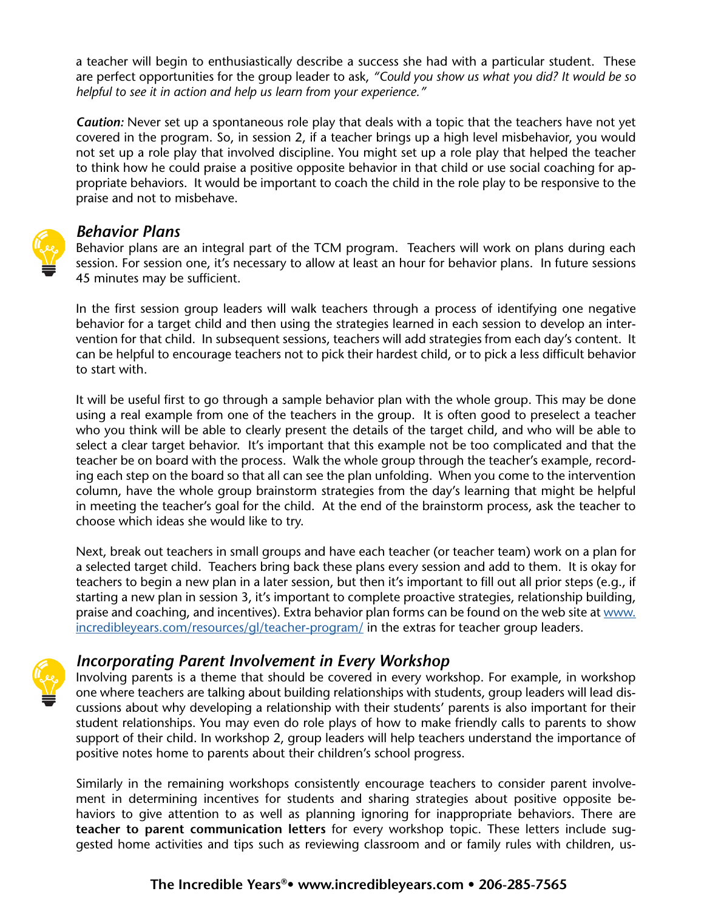a teacher will begin to enthusiastically describe a success she had with a particular student. These are perfect opportunities for the group leader to ask, *"Could you show us what you did? It would be so helpful to see it in action and help us learn from your experience."*

***Caution:*** Never set up a spontaneous role play that deals with a topic that the teachers have not yet covered in the program. So, in session 2, if a teacher brings up a high level misbehavior, you would not set up a role play that involved discipline. You might set up a role play that helped the teacher to think how he could praise a positive opposite behavior in that child or use social coaching for appropriate behaviors. It would be important to coach the child in the role play to be responsive to the praise and not to misbehave.

## *Behavior Plans*

Behavior plans are an integral part of the TCM program. Teachers will work on plans during each session. For session one, it's necessary to allow at least an hour for behavior plans. In future sessions 45 minutes may be sufficient.

In the first session group leaders will walk teachers through a process of identifying one negative behavior for a target child and then using the strategies learned in each session to develop an intervention for that child. In subsequent sessions, teachers will add strategies from each day's content. It can be helpful to encourage teachers not to pick their hardest child, or to pick a less difficult behavior to start with.

It will be useful first to go through a sample behavior plan with the whole group. This may be done using a real example from one of the teachers in the group. It is often good to preselect a teacher who you think will be able to clearly present the details of the target child, and who will be able to select a clear target behavior. It's important that this example not be too complicated and that the teacher be on board with the process. Walk the whole group through the teacher's example, recording each step on the board so that all can see the plan unfolding. When you come to the intervention column, have the whole group brainstorm strategies from the day's learning that might be helpful in meeting the teacher's goal for the child. At the end of the brainstorm process, ask the teacher to choose which ideas she would like to try.

Next, break out teachers in small groups and have each teacher (or teacher team) work on a plan for a selected target child. Teachers bring back these plans every session and add to them. It is okay for teachers to begin a new plan in a later session, but then it's important to fill out all prior steps (e.g., if starting a new plan in session 3, it's important to complete proactive strategies, relationship building, praise and coaching, and incentives). Extra behavior plan forms can be found on the web site at www.incredibleyears.com/resources/gl/teacher-program/ in the extras for teacher group leaders.

## *Incorporating Parent Involvement in Every Workshop*

Involving parents is a theme that should be covered in every workshop. For example, in workshop one where teachers are talking about building relationships with students, group leaders will lead discussions about why developing a relationship with their students' parents is also important for their student relationships. You may even do role plays of how to make friendly calls to parents to show support of their child. In workshop 2, group leaders will help teachers understand the importance of positive notes home to parents about their children's school progress.

Similarly in the remaining workshops consistently encourage teachers to consider parent involvement in determining incentives for students and sharing strategies about positive opposite behaviors to give attention to as well as planning ignoring for inappropriate behaviors. There are **teacher to parent communication letters** for every workshop topic. These letters include suggested home activities and tips such as reviewing classroom and or family rules with children, us-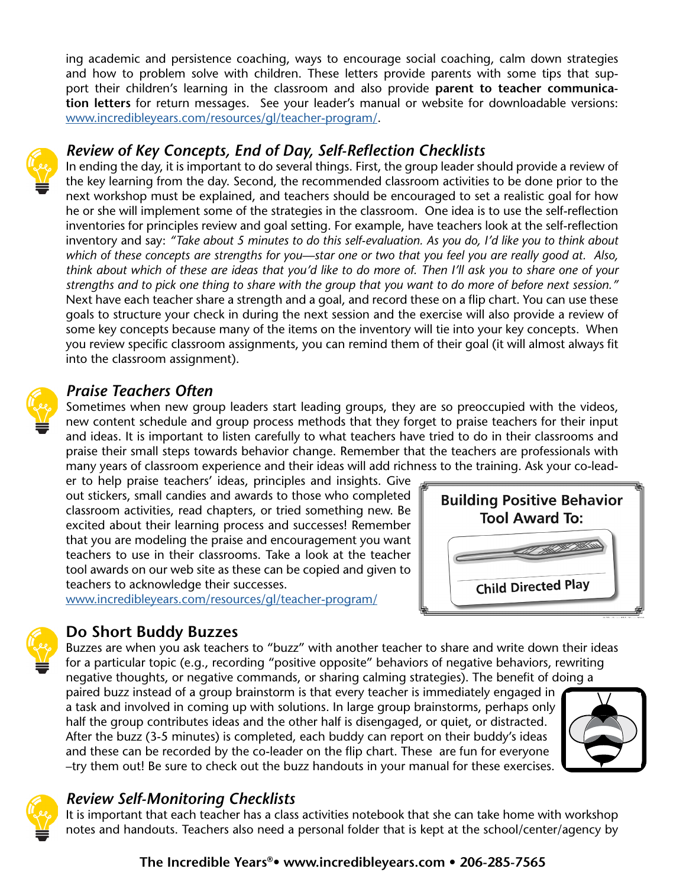ing academic and persistence coaching, ways to encourage social coaching, calm down strategies and how to problem solve with children. These letters provide parents with some tips that support their children's learning in the classroom and also provide **parent to teacher communication letters** for return messages. See your leader's manual or website for downloadable versions: www.incredibleyears.com/resources/gl/teacher-program/.

### *Review of Key Concepts, End of Day, Self-Reflection Checklists*

In ending the day, it is important to do several things. First, the group leader should provide a review of the key learning from the day. Second, the recommended classroom activities to be done prior to the next workshop must be explained, and teachers should be encouraged to set a realistic goal for how he or she will implement some of the strategies in the classroom. One idea is to use the self-reflection inventories for principles review and goal setting. For example, have teachers look at the self-reflection inventory and say: *"Take about 5 minutes to do this self-evaluation. As you do, I'd like you to think about which of these concepts are strengths for you—star one or two that you feel you are really good at. Also, think about which of these are ideas that you'd like to do more of. Then I'll ask you to share one of your strengths and to pick one thing to share with the group that you want to do more of before next session."* Next have each teacher share a strength and a goal, and record these on a flip chart. You can use these goals to structure your check in during the next session and the exercise will also provide a review of some key concepts because many of the items on the inventory will tie into your key concepts. When you review specific classroom assignments, you can remind them of their goal (it will almost always fit into the classroom assignment).

### *Praise Teachers Often*

Sometimes when new group leaders start leading groups, they are so preoccupied with the videos, new content schedule and group process methods that they forget to praise teachers for their input and ideas. It is important to listen carefully to what teachers have tried to do in their classrooms and praise their small steps towards behavior change. Remember that the teachers are professionals with many years of classroom experience and their ideas will add richness to the training. Ask your co-leader to help praise teachers' ideas, principles and insights. Give out stickers, small candies and awards to those who completed classroom activities, read chapters, or tried something new. Be excited about their learning process and successes! Remember that you are modeling the praise and encouragement you want teachers to use in their classrooms. Take a look at the teacher tool awards on our web site as these can be copied and given to teachers to acknowledge their successes. www.incredibleyears.com/resources/gl/teacher-program/

**Building Positive Behavior Tool Award To:**

Child Directed Play

### Do Short Buddy Buzzes

Buzzes are when you ask teachers to "buzz" with another teacher to share and write down their ideas for a particular topic (e.g., recording "positive opposite" behaviors of negative behaviors, rewriting negative thoughts, or negative commands, or sharing calming strategies). The benefit of doing a paired buzz instead of a group brainstorm is that every teacher is immediately engaged in a task and involved in coming up with solutions. In large group brainstorms, perhaps only half the group contributes ideas and the other half is disengaged, or quiet, or distracted. After the buzz (3-5 minutes) is completed, each buddy can report on their buddy's ideas and these can be recorded by the co-leader on the flip chart. These are fun for everyone –try them out! Be sure to check out the buzz handouts in your manual for these exercises.

### *Review Self-Monitoring Checklists*

It is important that each teacher has a class activities notebook that she can take home with workshop notes and handouts. Teachers also need a personal folder that is kept at the school/center/agency by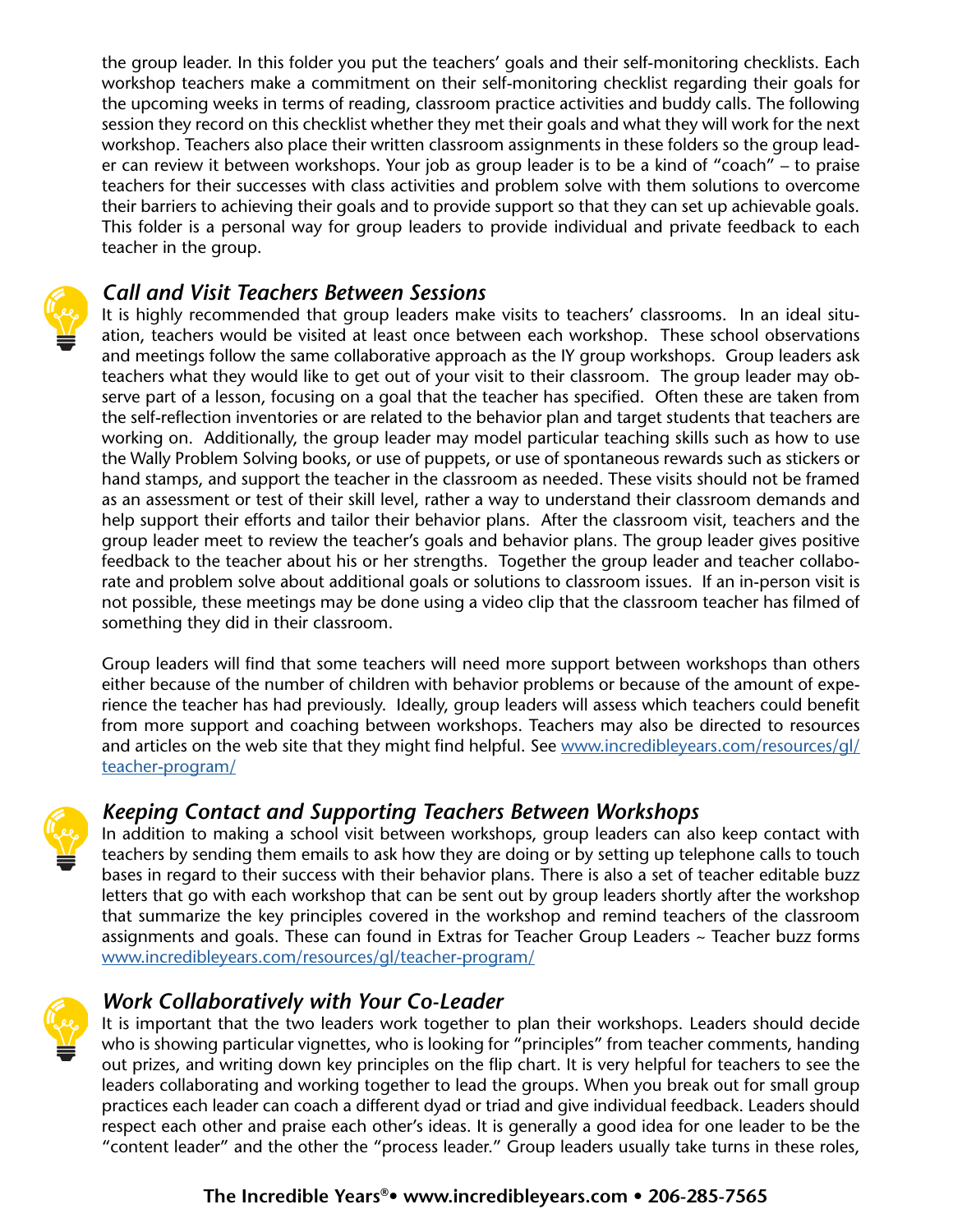the group leader. In this folder you put the teachers' goals and their self-monitoring checklists. Each workshop teachers make a commitment on their self-monitoring checklist regarding their goals for the upcoming weeks in terms of reading, classroom practice activities and buddy calls. The following session they record on this checklist whether they met their goals and what they will work for the next workshop. Teachers also place their written classroom assignments in these folders so the group leader can review it between workshops. Your job as group leader is to be a kind of "coach" – to praise teachers for their successes with class activities and problem solve with them solutions to overcome their barriers to achieving their goals and to provide support so that they can set up achievable goals. This folder is a personal way for group leaders to provide individual and private feedback to each teacher in the group.

### *Call and Visit Teachers Between Sessions*

It is highly recommended that group leaders make visits to teachers' classrooms. In an ideal situation, teachers would be visited at least once between each workshop. These school observations and meetings follow the same collaborative approach as the IY group workshops. Group leaders ask teachers what they would like to get out of your visit to their classroom. The group leader may observe part of a lesson, focusing on a goal that the teacher has specified. Often these are taken from the self-reflection inventories or are related to the behavior plan and target students that teachers are working on. Additionally, the group leader may model particular teaching skills such as how to use the Wally Problem Solving books, or use of puppets, or use of spontaneous rewards such as stickers or hand stamps, and support the teacher in the classroom as needed. These visits should not be framed as an assessment or test of their skill level, rather a way to understand their classroom demands and help support their efforts and tailor their behavior plans. After the classroom visit, teachers and the group leader meet to review the teacher's goals and behavior plans. The group leader gives positive feedback to the teacher about his or her strengths. Together the group leader and teacher collaborate and problem solve about additional goals or solutions to classroom issues. If an in-person visit is not possible, these meetings may be done using a video clip that the classroom teacher has filmed of something they did in their classroom.

Group leaders will find that some teachers will need more support between workshops than others either because of the number of children with behavior problems or because of the amount of experience the teacher has had previously. Ideally, group leaders will assess which teachers could benefit from more support and coaching between workshops. Teachers may also be directed to resources and articles on the web site that they might find helpful. See www.incredibleyears.com/resources/gl/teacher-program/

### *Keeping Contact and Supporting Teachers Between Workshops*

In addition to making a school visit between workshops, group leaders can also keep contact with teachers by sending them emails to ask how they are doing or by setting up telephone calls to touch bases in regard to their success with their behavior plans. There is also a set of teacher editable buzz letters that go with each workshop that can be sent out by group leaders shortly after the workshop that summarize the key principles covered in the workshop and remind teachers of the classroom assignments and goals. These can found in Extras for Teacher Group Leaders ~ Teacher buzz forms www.incredibleyears.com/resources/gl/teacher-program/

### *Work Collaboratively with Your Co-Leader*

It is important that the two leaders work together to plan their workshops. Leaders should decide who is showing particular vignettes, who is looking for "principles" from teacher comments, handing out prizes, and writing down key principles on the flip chart. It is very helpful for teachers to see the leaders collaborating and working together to lead the groups. When you break out for small group practices each leader can coach a different dyad or triad and give individual feedback. Leaders should respect each other and praise each other's ideas. It is generally a good idea for one leader to be the "content leader" and the other the "process leader." Group leaders usually take turns in these roles,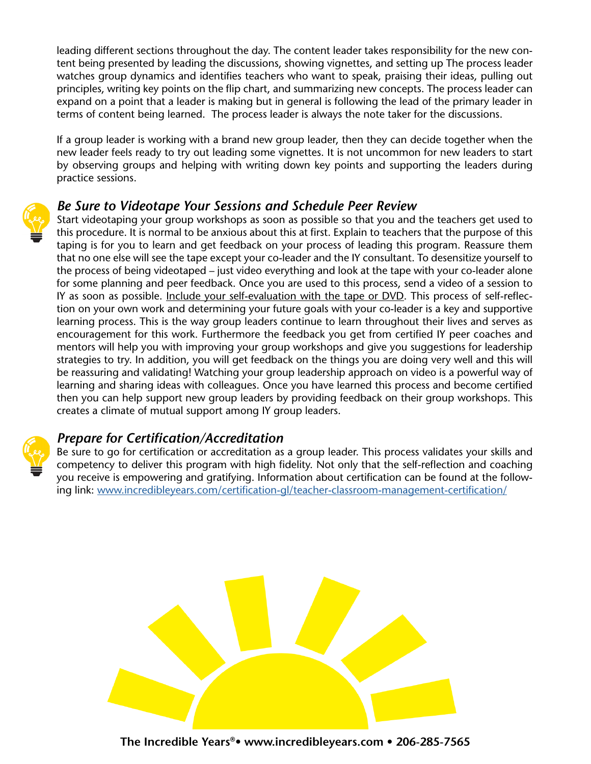leading different sections throughout the day. The content leader takes responsibility for the new content being presented by leading the discussions, showing vignettes, and setting up The process leader watches group dynamics and identifies teachers who want to speak, praising their ideas, pulling out principles, writing key points on the flip chart, and summarizing new concepts. The process leader can expand on a point that a leader is making but in general is following the lead of the primary leader in terms of content being learned. The process leader is always the note taker for the discussions.

If a group leader is working with a brand new group leader, then they can decide together when the new leader feels ready to try out leading some vignettes. It is not uncommon for new leaders to start by observing groups and helping with writing down key points and supporting the leaders during practice sessions.

### *Be Sure to Videotape Your Sessions and Schedule Peer Review*

Start videotaping your group workshops as soon as possible so that you and the teachers get used to this procedure. It is normal to be anxious about this at first. Explain to teachers that the purpose of this taping is for you to learn and get feedback on your process of leading this program. Reassure them that no one else will see the tape except your co-leader and the IY consultant. To desensitize yourself to the process of being videotaped – just video everything and look at the tape with your co-leader alone for some planning and peer feedback. Once you are used to this process, send a video of a session to IY as soon as possible. Include your self-evaluation with the tape or DVD. This process of self-reflection on your own work and determining your future goals with your co-leader is a key and supportive learning process. This is the way group leaders continue to learn throughout their lives and serves as encouragement for this work. Furthermore the feedback you get from certified IY peer coaches and mentors will help you with improving your group workshops and give you suggestions for leadership strategies to try. In addition, you will get feedback on the things you are doing very well and this will be reassuring and validating! Watching your group leadership approach on video is a powerful way of learning and sharing ideas with colleagues. Once you have learned this process and become certified then you can help support new group leaders by providing feedback on their group workshops. This creates a climate of mutual support among IY group leaders.

### *Prepare for Certification/Accreditation*

Be sure to go for certification or accreditation as a group leader. This process validates your skills and competency to deliver this program with high fidelity. Not only that the self-reflection and coaching you receive is empowering and gratifying. Information about certification can be found at the following link: www.incredibleyears.com/certification-gl/teacher-classroom-management-certification/